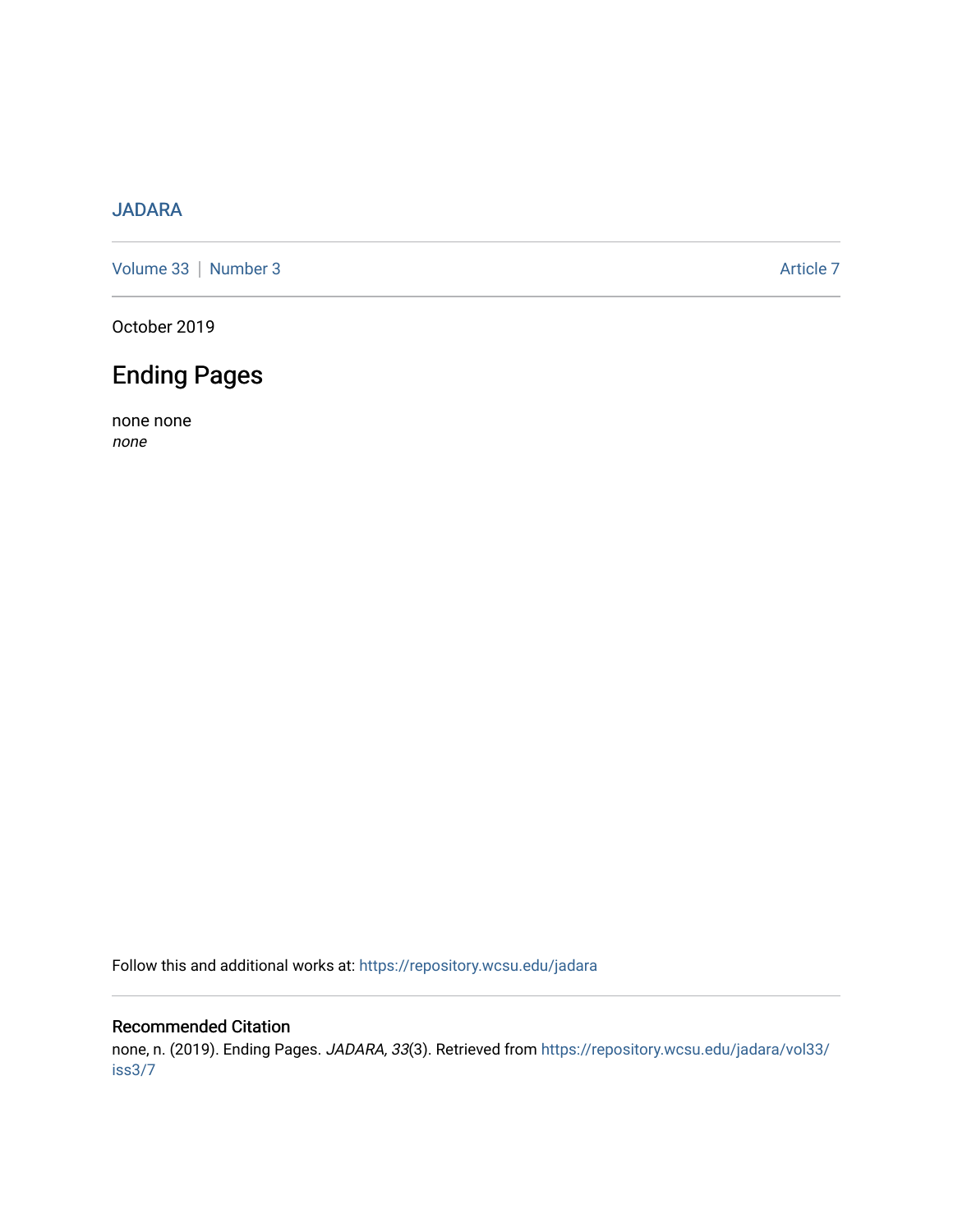JADARA

Volume 33 | Number 3 Article 7

October 2019

# Ending Pages

none none
*none*

Follow this and additional works at: https://repository.wcsu.edu/jadara

## Recommended Citation

none, n. (2019). Ending Pages. *JADARA, 33*(3). Retrieved from https://repository.wcsu.edu/jadara/vol33/iss3/7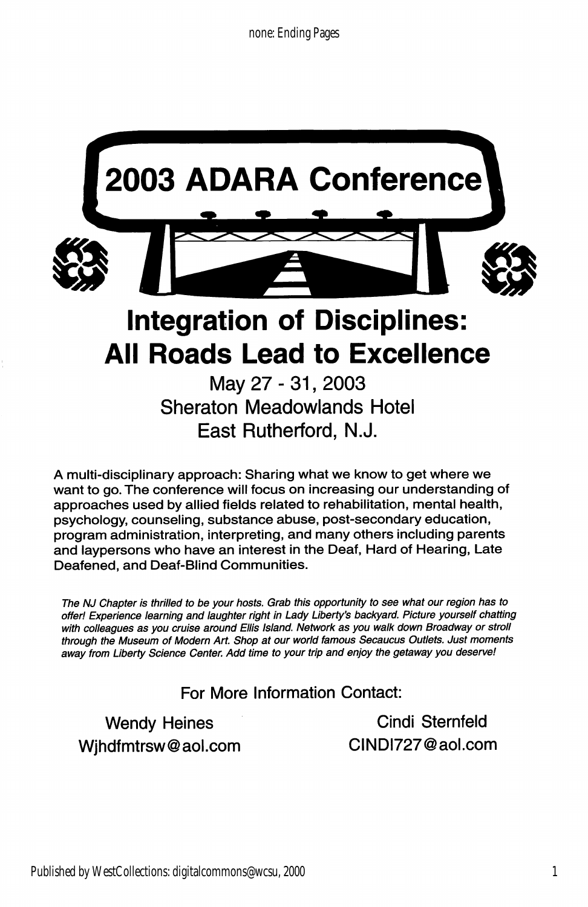# 2003 ADARA Conference

## Integration of Disciplines: All Roads Lead to Excellence

May 27 - 31, 2003
Sheraton Meadowlands Hotel
East Rutherford, N.J.

A multi-disciplinary approach: Sharing what we know to get where we want to go. The conference will focus on increasing our understanding of approaches used by allied fields related to rehabilitation, mental health, psychology, counseling, substance abuse, post-secondary education, program administration, interpreting, and many others including parents and laypersons who have an interest in the Deaf, Hard of Hearing, Late Deafened, and Deaf-Blind Communities.

*The NJ Chapter is thrilled to be your hosts. Grab this opportunity to see what our region has to offer! Experience learning and laughter right in Lady Liberty's backyard. Picture yourself chatting with colleagues as you cruise around Ellis Island. Network as you walk down Broadway or stroll through the Museum of Modern Art. Shop at our world famous Secaucus Outlets. Just moments away from Liberty Science Center. Add time to your trip and enjoy the getaway you deserve!*

For More Information Contact:

Wendy Heines
Wjhdfmtrsw@aol.com

Cindi Sternfeld
CINDI727@aol.com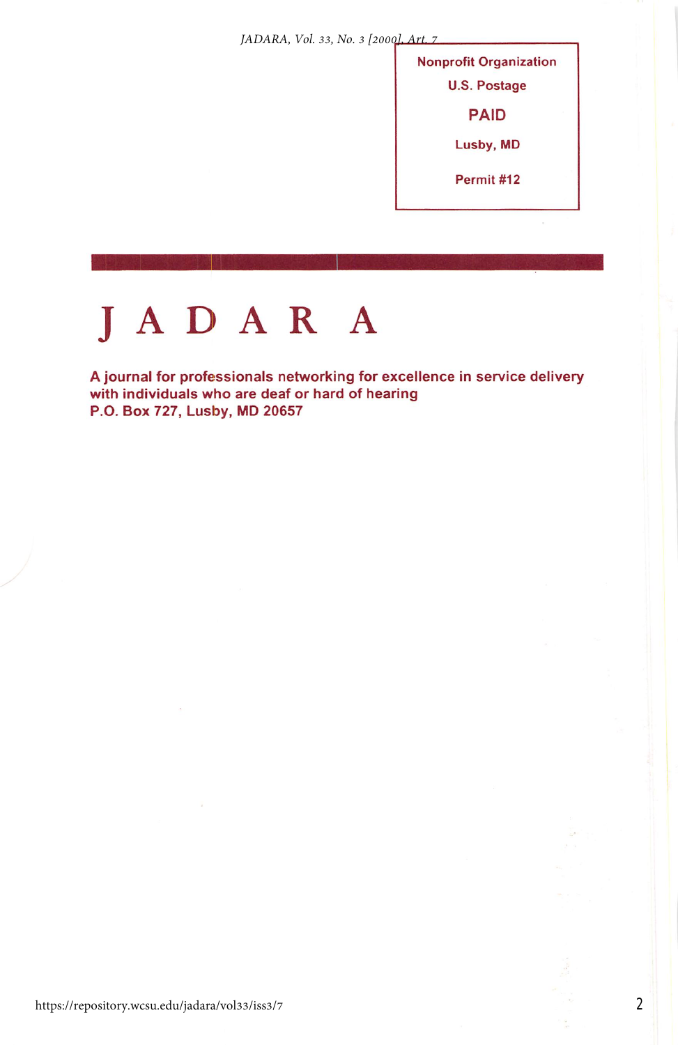Nonprofit Organization
U.S. Postage
PAID
Lusby, MD
Permit #12

# J A D A R A

**A journal for professionals networking for excellence in service delivery with individuals who are deaf or hard of hearing**
**P.O. Box 727, Lusby, MD 20657**